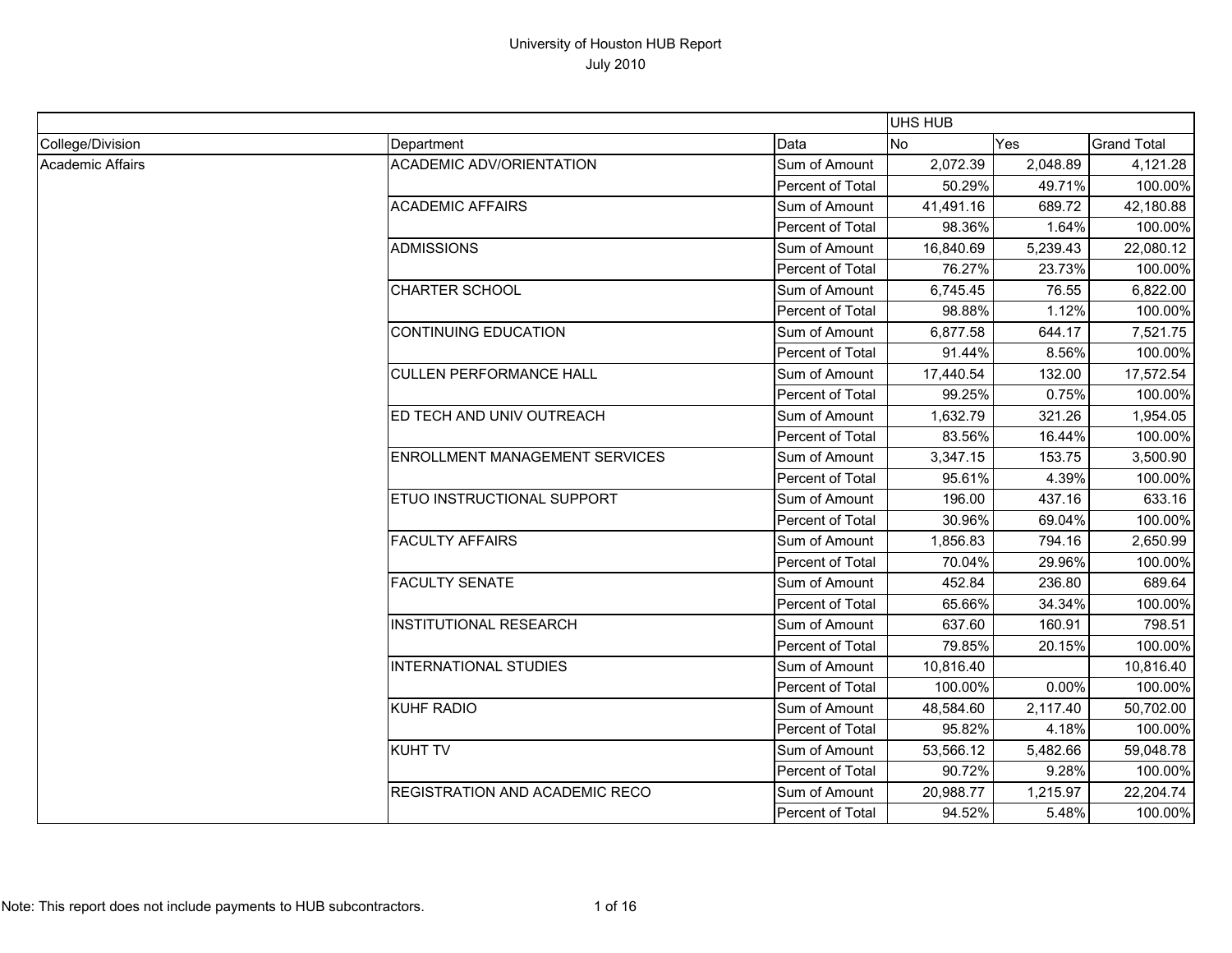# University of Houston HUB Report

July 2010

| | | | UHS HUB | | |
|---|---|---|---|---|---|
| College/Division | Department | Data | No | Yes | Grand Total |
| Academic Affairs | ACADEMIC ADV/ORIENTATION | Sum of Amount | 2,072.39 | 2,048.89 | 4,121.28 |
| | | Percent of Total | 50.29% | 49.71% | 100.00% |
| | ACADEMIC AFFAIRS | Sum of Amount | 41,491.16 | 689.72 | 42,180.88 |
| | | Percent of Total | 98.36% | 1.64% | 100.00% |
| | ADMISSIONS | Sum of Amount | 16,840.69 | 5,239.43 | 22,080.12 |
| | | Percent of Total | 76.27% | 23.73% | 100.00% |
| | CHARTER SCHOOL | Sum of Amount | 6,745.45 | 76.55 | 6,822.00 |
| | | Percent of Total | 98.88% | 1.12% | 100.00% |
| | CONTINUING EDUCATION | Sum of Amount | 6,877.58 | 644.17 | 7,521.75 |
| | | Percent of Total | 91.44% | 8.56% | 100.00% |
| | CULLEN PERFORMANCE HALL | Sum of Amount | 17,440.54 | 132.00 | 17,572.54 |
| | | Percent of Total | 99.25% | 0.75% | 100.00% |
| | ED TECH AND UNIV OUTREACH | Sum of Amount | 1,632.79 | 321.26 | 1,954.05 |
| | | Percent of Total | 83.56% | 16.44% | 100.00% |
| | ENROLLMENT MANAGEMENT SERVICES | Sum of Amount | 3,347.15 | 153.75 | 3,500.90 |
| | | Percent of Total | 95.61% | 4.39% | 100.00% |
| | ETUO INSTRUCTIONAL SUPPORT | Sum of Amount | 196.00 | 437.16 | 633.16 |
| | | Percent of Total | 30.96% | 69.04% | 100.00% |
| | FACULTY AFFAIRS | Sum of Amount | 1,856.83 | 794.16 | 2,650.99 |
| | | Percent of Total | 70.04% | 29.96% | 100.00% |
| | FACULTY SENATE | Sum of Amount | 452.84 | 236.80 | 689.64 |
| | | Percent of Total | 65.66% | 34.34% | 100.00% |
| | INSTITUTIONAL RESEARCH | Sum of Amount | 637.60 | 160.91 | 798.51 |
| | | Percent of Total | 79.85% | 20.15% | 100.00% |
| | INTERNATIONAL STUDIES | Sum of Amount | 10,816.40 | | 10,816.40 |
| | | Percent of Total | 100.00% | 0.00% | 100.00% |
| | KUHF RADIO | Sum of Amount | 48,584.60 | 2,117.40 | 50,702.00 |
| | | Percent of Total | 95.82% | 4.18% | 100.00% |
| | KUHT TV | Sum of Amount | 53,566.12 | 5,482.66 | 59,048.78 |
| | | Percent of Total | 90.72% | 9.28% | 100.00% |
| | REGISTRATION AND ACADEMIC RECO | Sum of Amount | 20,988.77 | 1,215.97 | 22,204.74 |
| | | Percent of Total | 94.52% | 5.48% | 100.00% |

Note: This report does not include payments to HUB subcontractors.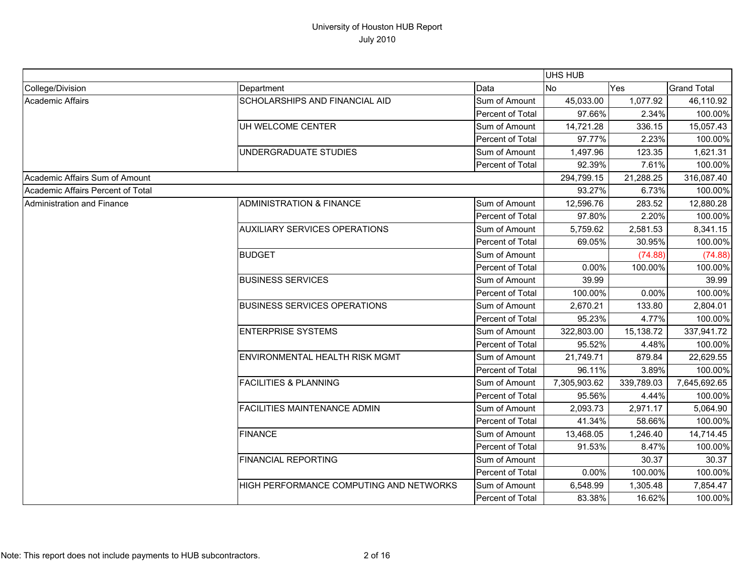# University of Houston HUB Report

July 2010

| | | | UHS HUB | | |
|---|---|---|---|---|---|
| College/Division | Department | Data | No | Yes | Grand Total |
| Academic Affairs | SCHOLARSHIPS AND FINANCIAL AID | Sum of Amount | 45,033.00 | 1,077.92 | 46,110.92 |
| | | Percent of Total | 97.66% | 2.34% | 100.00% |
| | UH WELCOME CENTER | Sum of Amount | 14,721.28 | 336.15 | 15,057.43 |
| | | Percent of Total | 97.77% | 2.23% | 100.00% |
| | UNDERGRADUATE STUDIES | Sum of Amount | 1,497.96 | 123.35 | 1,621.31 |
| | | Percent of Total | 92.39% | 7.61% | 100.00% |
| Academic Affairs Sum of Amount | | | 294,799.15 | 21,288.25 | 316,087.40 |
| Academic Affairs Percent of Total | | | 93.27% | 6.73% | 100.00% |
| Administration and Finance | ADMINISTRATION & FINANCE | Sum of Amount | 12,596.76 | 283.52 | 12,880.28 |
| | | Percent of Total | 97.80% | 2.20% | 100.00% |
| | AUXILIARY SERVICES OPERATIONS | Sum of Amount | 5,759.62 | 2,581.53 | 8,341.15 |
| | | Percent of Total | 69.05% | 30.95% | 100.00% |
| | BUDGET | Sum of Amount | | (74.88) | (74.88) |
| | | Percent of Total | 0.00% | 100.00% | 100.00% |
| | BUSINESS SERVICES | Sum of Amount | 39.99 | | 39.99 |
| | | Percent of Total | 100.00% | 0.00% | 100.00% |
| | BUSINESS SERVICES OPERATIONS | Sum of Amount | 2,670.21 | 133.80 | 2,804.01 |
| | | Percent of Total | 95.23% | 4.77% | 100.00% |
| | ENTERPRISE SYSTEMS | Sum of Amount | 322,803.00 | 15,138.72 | 337,941.72 |
| | | Percent of Total | 95.52% | 4.48% | 100.00% |
| | ENVIRONMENTAL HEALTH RISK MGMT | Sum of Amount | 21,749.71 | 879.84 | 22,629.55 |
| | | Percent of Total | 96.11% | 3.89% | 100.00% |
| | FACILITIES & PLANNING | Sum of Amount | 7,305,903.62 | 339,789.03 | 7,645,692.65 |
| | | Percent of Total | 95.56% | 4.44% | 100.00% |
| | FACILITIES MAINTENANCE ADMIN | Sum of Amount | 2,093.73 | 2,971.17 | 5,064.90 |
| | | Percent of Total | 41.34% | 58.66% | 100.00% |
| | FINANCE | Sum of Amount | 13,468.05 | 1,246.40 | 14,714.45 |
| | | Percent of Total | 91.53% | 8.47% | 100.00% |
| | FINANCIAL REPORTING | Sum of Amount | | 30.37 | 30.37 |
| | | Percent of Total | 0.00% | 100.00% | 100.00% |
| | HIGH PERFORMANCE COMPUTING AND NETWORKS | Sum of Amount | 6,548.99 | 1,305.48 | 7,854.47 |
| | | Percent of Total | 83.38% | 16.62% | 100.00% |

Note: This report does not include payments to HUB subcontractors.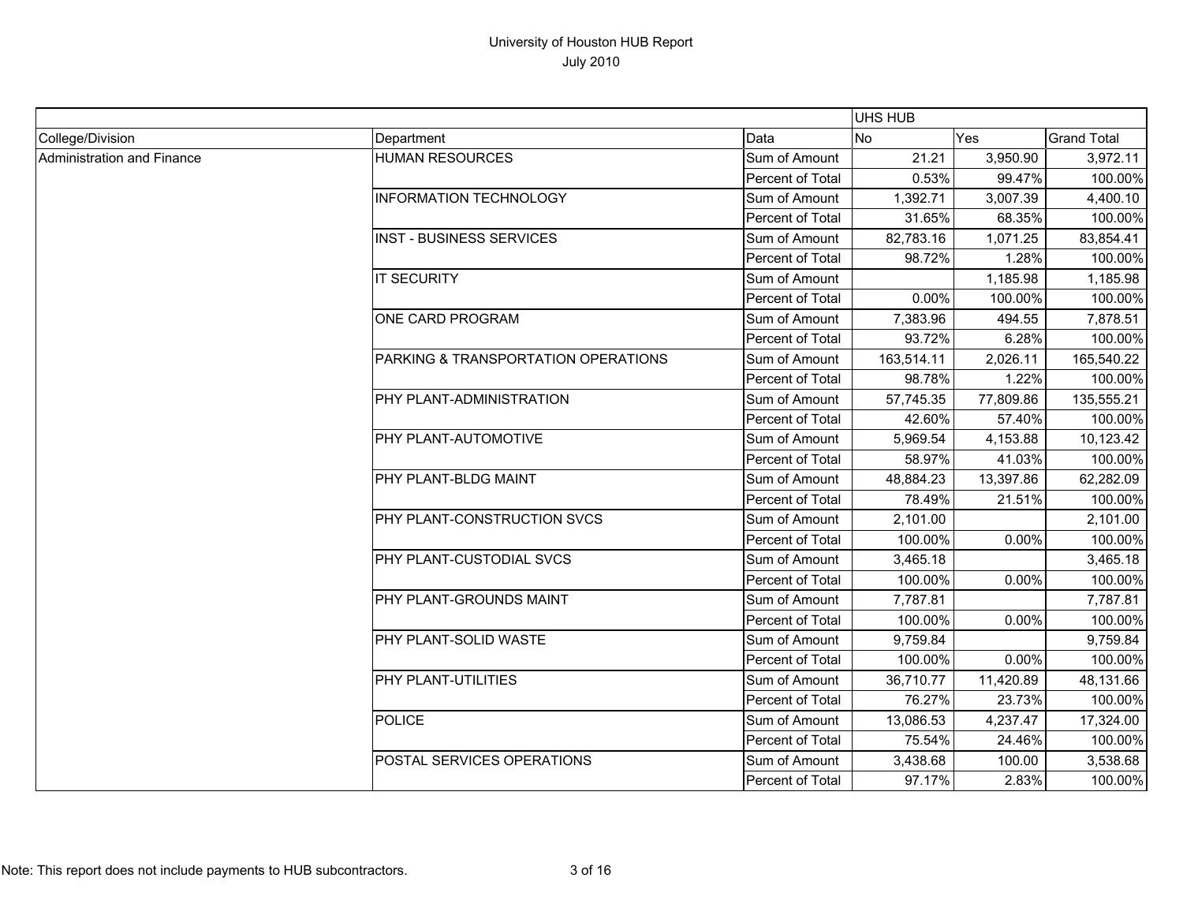# University of Houston HUB Report
July 2010

| | | | UHS HUB | | |
|---|---|---|---|---|---|
| College/Division | Department | Data | No | Yes | Grand Total |
| Administration and Finance | HUMAN RESOURCES | Sum of Amount | 21.21 | 3,950.90 | 3,972.11 |
| | | Percent of Total | 0.53% | 99.47% | 100.00% |
| | INFORMATION TECHNOLOGY | Sum of Amount | 1,392.71 | 3,007.39 | 4,400.10 |
| | | Percent of Total | 31.65% | 68.35% | 100.00% |
| | INST - BUSINESS SERVICES | Sum of Amount | 82,783.16 | 1,071.25 | 83,854.41 |
| | | Percent of Total | 98.72% | 1.28% | 100.00% |
| | IT SECURITY | Sum of Amount | | 1,185.98 | 1,185.98 |
| | | Percent of Total | 0.00% | 100.00% | 100.00% |
| | ONE CARD PROGRAM | Sum of Amount | 7,383.96 | 494.55 | 7,878.51 |
| | | Percent of Total | 93.72% | 6.28% | 100.00% |
| | PARKING & TRANSPORTATION OPERATIONS | Sum of Amount | 163,514.11 | 2,026.11 | 165,540.22 |
| | | Percent of Total | 98.78% | 1.22% | 100.00% |
| | PHY PLANT-ADMINISTRATION | Sum of Amount | 57,745.35 | 77,809.86 | 135,555.21 |
| | | Percent of Total | 42.60% | 57.40% | 100.00% |
| | PHY PLANT-AUTOMOTIVE | Sum of Amount | 5,969.54 | 4,153.88 | 10,123.42 |
| | | Percent of Total | 58.97% | 41.03% | 100.00% |
| | PHY PLANT-BLDG MAINT | Sum of Amount | 48,884.23 | 13,397.86 | 62,282.09 |
| | | Percent of Total | 78.49% | 21.51% | 100.00% |
| | PHY PLANT-CONSTRUCTION SVCS | Sum of Amount | 2,101.00 | | 2,101.00 |
| | | Percent of Total | 100.00% | 0.00% | 100.00% |
| | PHY PLANT-CUSTODIAL SVCS | Sum of Amount | 3,465.18 | | 3,465.18 |
| | | Percent of Total | 100.00% | 0.00% | 100.00% |
| | PHY PLANT-GROUNDS MAINT | Sum of Amount | 7,787.81 | | 7,787.81 |
| | | Percent of Total | 100.00% | 0.00% | 100.00% |
| | PHY PLANT-SOLID WASTE | Sum of Amount | 9,759.84 | | 9,759.84 |
| | | Percent of Total | 100.00% | 0.00% | 100.00% |
| | PHY PLANT-UTILITIES | Sum of Amount | 36,710.77 | 11,420.89 | 48,131.66 |
| | | Percent of Total | 76.27% | 23.73% | 100.00% |
| | POLICE | Sum of Amount | 13,086.53 | 4,237.47 | 17,324.00 |
| | | Percent of Total | 75.54% | 24.46% | 100.00% |
| | POSTAL SERVICES OPERATIONS | Sum of Amount | 3,438.68 | 100.00 | 3,538.68 |
| | | Percent of Total | 97.17% | 2.83% | 100.00% |

Note: This report does not include payments to HUB subcontractors.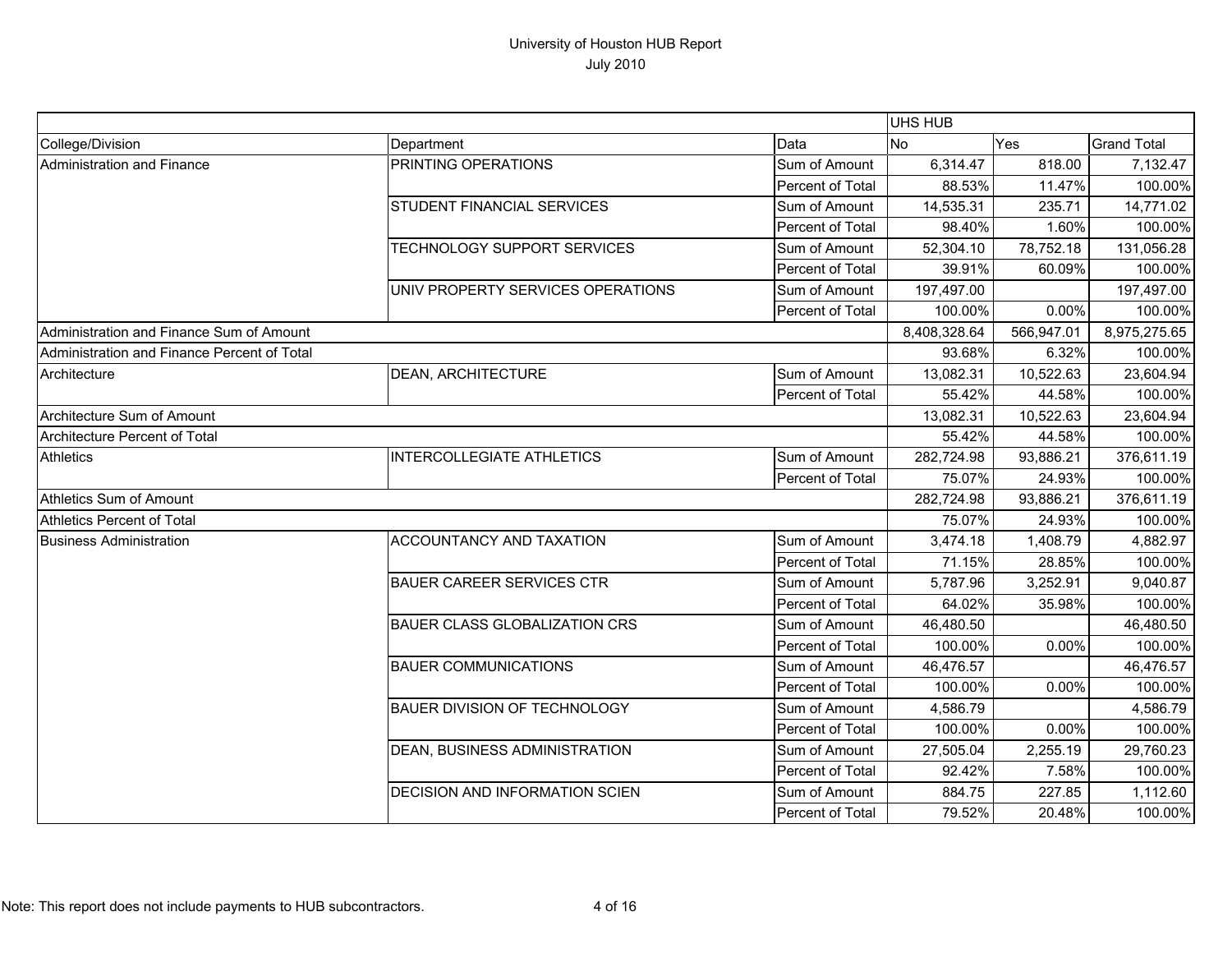# University of Houston HUB Report

July 2010

| | | | UHS HUB | | |
|---|---|---|---|---|---|
| College/Division | Department | Data | No | Yes | Grand Total |
| Administration and Finance | PRINTING OPERATIONS | Sum of Amount | 6,314.47 | 818.00 | 7,132.47 |
| | | Percent of Total | 88.53% | 11.47% | 100.00% |
| | STUDENT FINANCIAL SERVICES | Sum of Amount | 14,535.31 | 235.71 | 14,771.02 |
| | | Percent of Total | 98.40% | 1.60% | 100.00% |
| | TECHNOLOGY SUPPORT SERVICES | Sum of Amount | 52,304.10 | 78,752.18 | 131,056.28 |
| | | Percent of Total | 39.91% | 60.09% | 100.00% |
| | UNIV PROPERTY SERVICES OPERATIONS | Sum of Amount | 197,497.00 | | 197,497.00 |
| | | Percent of Total | 100.00% | 0.00% | 100.00% |
| Administration and Finance Sum of Amount | | | 8,408,328.64 | 566,947.01 | 8,975,275.65 |
| Administration and Finance Percent of Total | | | 93.68% | 6.32% | 100.00% |
| Architecture | DEAN, ARCHITECTURE | Sum of Amount | 13,082.31 | 10,522.63 | 23,604.94 |
| | | Percent of Total | 55.42% | 44.58% | 100.00% |
| Architecture Sum of Amount | | | 13,082.31 | 10,522.63 | 23,604.94 |
| Architecture Percent of Total | | | 55.42% | 44.58% | 100.00% |
| Athletics | INTERCOLLEGIATE ATHLETICS | Sum of Amount | 282,724.98 | 93,886.21 | 376,611.19 |
| | | Percent of Total | 75.07% | 24.93% | 100.00% |
| Athletics Sum of Amount | | | 282,724.98 | 93,886.21 | 376,611.19 |
| Athletics Percent of Total | | | 75.07% | 24.93% | 100.00% |
| Business Administration | ACCOUNTANCY AND TAXATION | Sum of Amount | 3,474.18 | 1,408.79 | 4,882.97 |
| | | Percent of Total | 71.15% | 28.85% | 100.00% |
| | BAUER CAREER SERVICES CTR | Sum of Amount | 5,787.96 | 3,252.91 | 9,040.87 |
| | | Percent of Total | 64.02% | 35.98% | 100.00% |
| | BAUER CLASS GLOBALIZATION CRS | Sum of Amount | 46,480.50 | | 46,480.50 |
| | | Percent of Total | 100.00% | 0.00% | 100.00% |
| | BAUER COMMUNICATIONS | Sum of Amount | 46,476.57 | | 46,476.57 |
| | | Percent of Total | 100.00% | 0.00% | 100.00% |
| | BAUER DIVISION OF TECHNOLOGY | Sum of Amount | 4,586.79 | | 4,586.79 |
| | | Percent of Total | 100.00% | 0.00% | 100.00% |
| | DEAN, BUSINESS ADMINISTRATION | Sum of Amount | 27,505.04 | 2,255.19 | 29,760.23 |
| | | Percent of Total | 92.42% | 7.58% | 100.00% |
| | DECISION AND INFORMATION SCIEN | Sum of Amount | 884.75 | 227.85 | 1,112.60 |
| | | Percent of Total | 79.52% | 20.48% | 100.00% |

Note: This report does not include payments to HUB subcontractors.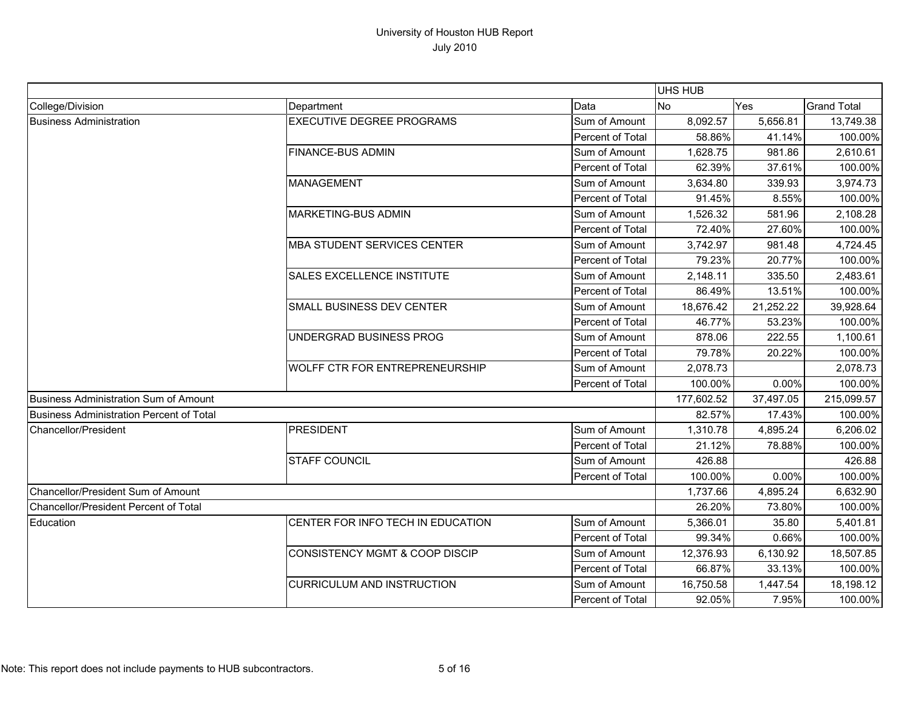# University of Houston HUB Report

July 2010

| College/Division | Department | Data | UHS HUB No | UHS HUB Yes | Grand Total |
|---|---|---|---|---|---|
| Business Administration | EXECUTIVE DEGREE PROGRAMS | Sum of Amount | 8,092.57 | 5,656.81 | 13,749.38 |
| | | Percent of Total | 58.86% | 41.14% | 100.00% |
| | FINANCE-BUS ADMIN | Sum of Amount | 1,628.75 | 981.86 | 2,610.61 |
| | | Percent of Total | 62.39% | 37.61% | 100.00% |
| | MANAGEMENT | Sum of Amount | 3,634.80 | 339.93 | 3,974.73 |
| | | Percent of Total | 91.45% | 8.55% | 100.00% |
| | MARKETING-BUS ADMIN | Sum of Amount | 1,526.32 | 581.96 | 2,108.28 |
| | | Percent of Total | 72.40% | 27.60% | 100.00% |
| | MBA STUDENT SERVICES CENTER | Sum of Amount | 3,742.97 | 981.48 | 4,724.45 |
| | | Percent of Total | 79.23% | 20.77% | 100.00% |
| | SALES EXCELLENCE INSTITUTE | Sum of Amount | 2,148.11 | 335.50 | 2,483.61 |
| | | Percent of Total | 86.49% | 13.51% | 100.00% |
| | SMALL BUSINESS DEV CENTER | Sum of Amount | 18,676.42 | 21,252.22 | 39,928.64 |
| | | Percent of Total | 46.77% | 53.23% | 100.00% |
| | UNDERGRAD BUSINESS PROG | Sum of Amount | 878.06 | 222.55 | 1,100.61 |
| | | Percent of Total | 79.78% | 20.22% | 100.00% |
| | WOLFF CTR FOR ENTREPRENEURSHIP | Sum of Amount | 2,078.73 | | 2,078.73 |
| | | Percent of Total | 100.00% | 0.00% | 100.00% |
| Business Administration Sum of Amount | | | 177,602.52 | 37,497.05 | 215,099.57 |
| Business Administration Percent of Total | | | 82.57% | 17.43% | 100.00% |
| Chancellor/President | PRESIDENT | Sum of Amount | 1,310.78 | 4,895.24 | 6,206.02 |
| | | Percent of Total | 21.12% | 78.88% | 100.00% |
| | STAFF COUNCIL | Sum of Amount | 426.88 | | 426.88 |
| | | Percent of Total | 100.00% | 0.00% | 100.00% |
| Chancellor/President Sum of Amount | | | 1,737.66 | 4,895.24 | 6,632.90 |
| Chancellor/President Percent of Total | | | 26.20% | 73.80% | 100.00% |
| Education | CENTER FOR INFO TECH IN EDUCATION | Sum of Amount | 5,366.01 | 35.80 | 5,401.81 |
| | | Percent of Total | 99.34% | 0.66% | 100.00% |
| | CONSISTENCY MGMT & COOP DISCIP | Sum of Amount | 12,376.93 | 6,130.92 | 18,507.85 |
| | | Percent of Total | 66.87% | 33.13% | 100.00% |
| | CURRICULUM AND INSTRUCTION | Sum of Amount | 16,750.58 | 1,447.54 | 18,198.12 |
| | | Percent of Total | 92.05% | 7.95% | 100.00% |

Note: This report does not include payments to HUB subcontractors.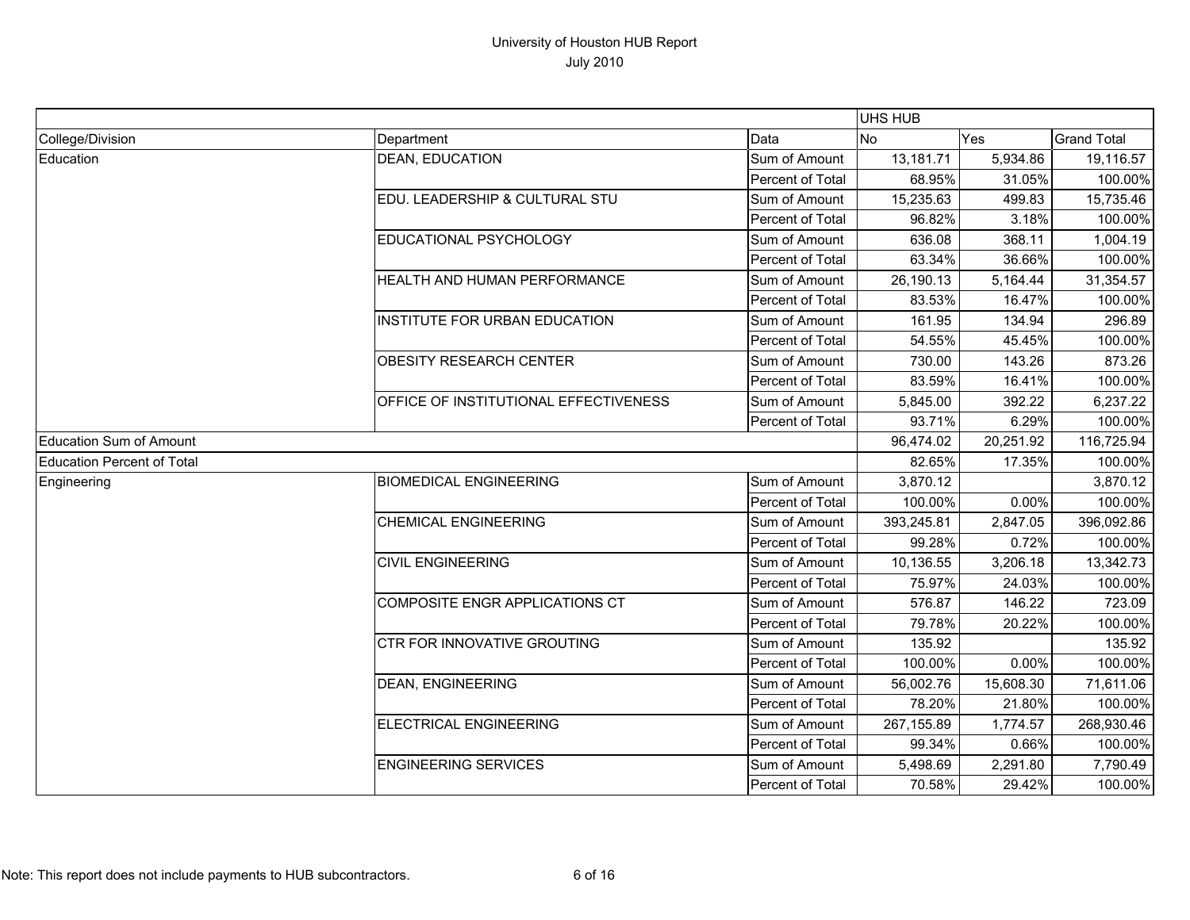# University of Houston HUB Report

July 2010

| | | | UHS HUB | | |
|---|---|---|---|---|---|
| College/Division | Department | Data | No | Yes | Grand Total |
| Education | DEAN, EDUCATION | Sum of Amount | 13,181.71 | 5,934.86 | 19,116.57 |
| | | Percent of Total | 68.95% | 31.05% | 100.00% |
| | EDU. LEADERSHIP & CULTURAL STU | Sum of Amount | 15,235.63 | 499.83 | 15,735.46 |
| | | Percent of Total | 96.82% | 3.18% | 100.00% |
| | EDUCATIONAL PSYCHOLOGY | Sum of Amount | 636.08 | 368.11 | 1,004.19 |
| | | Percent of Total | 63.34% | 36.66% | 100.00% |
| | HEALTH AND HUMAN PERFORMANCE | Sum of Amount | 26,190.13 | 5,164.44 | 31,354.57 |
| | | Percent of Total | 83.53% | 16.47% | 100.00% |
| | INSTITUTE FOR URBAN EDUCATION | Sum of Amount | 161.95 | 134.94 | 296.89 |
| | | Percent of Total | 54.55% | 45.45% | 100.00% |
| | OBESITY RESEARCH CENTER | Sum of Amount | 730.00 | 143.26 | 873.26 |
| | | Percent of Total | 83.59% | 16.41% | 100.00% |
| | OFFICE OF INSTITUTIONAL EFFECTIVENESS | Sum of Amount | 5,845.00 | 392.22 | 6,237.22 |
| | | Percent of Total | 93.71% | 6.29% | 100.00% |
| Education Sum of Amount | | | 96,474.02 | 20,251.92 | 116,725.94 |
| Education Percent of Total | | | 82.65% | 17.35% | 100.00% |
| Engineering | BIOMEDICAL ENGINEERING | Sum of Amount | 3,870.12 | | 3,870.12 |
| | | Percent of Total | 100.00% | 0.00% | 100.00% |
| | CHEMICAL ENGINEERING | Sum of Amount | 393,245.81 | 2,847.05 | 396,092.86 |
| | | Percent of Total | 99.28% | 0.72% | 100.00% |
| | CIVIL ENGINEERING | Sum of Amount | 10,136.55 | 3,206.18 | 13,342.73 |
| | | Percent of Total | 75.97% | 24.03% | 100.00% |
| | COMPOSITE ENGR APPLICATIONS CT | Sum of Amount | 576.87 | 146.22 | 723.09 |
| | | Percent of Total | 79.78% | 20.22% | 100.00% |
| | CTR FOR INNOVATIVE GROUTING | Sum of Amount | 135.92 | | 135.92 |
| | | Percent of Total | 100.00% | 0.00% | 100.00% |
| | DEAN, ENGINEERING | Sum of Amount | 56,002.76 | 15,608.30 | 71,611.06 |
| | | Percent of Total | 78.20% | 21.80% | 100.00% |
| | ELECTRICAL ENGINEERING | Sum of Amount | 267,155.89 | 1,774.57 | 268,930.46 |
| | | Percent of Total | 99.34% | 0.66% | 100.00% |
| | ENGINEERING SERVICES | Sum of Amount | 5,498.69 | 2,291.80 | 7,790.49 |
| | | Percent of Total | 70.58% | 29.42% | 100.00% |

Note: This report does not include payments to HUB subcontractors.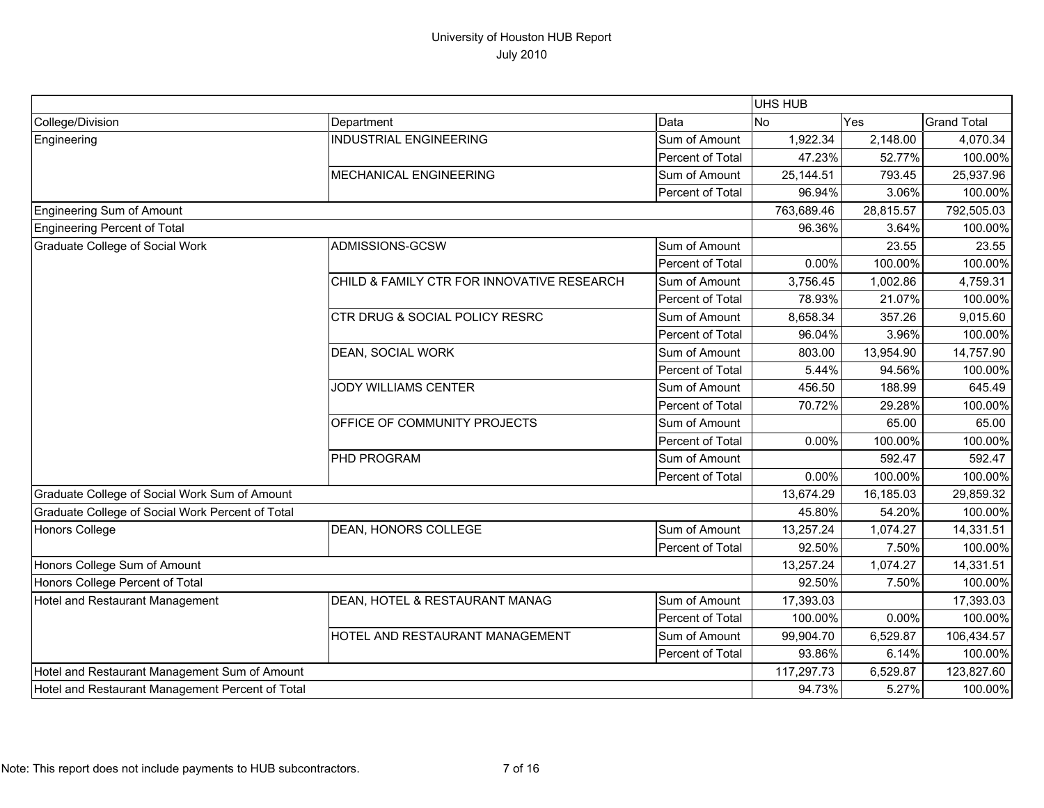# University of Houston HUB Report
July 2010

| | | | UHS HUB | | |
|---|---|---|---|---|---|
| College/Division | Department | Data | No | Yes | Grand Total |
| Engineering | INDUSTRIAL ENGINEERING | Sum of Amount | 1,922.34 | 2,148.00 | 4,070.34 |
| | | Percent of Total | 47.23% | 52.77% | 100.00% |
| | MECHANICAL ENGINEERING | Sum of Amount | 25,144.51 | 793.45 | 25,937.96 |
| | | Percent of Total | 96.94% | 3.06% | 100.00% |
| Engineering Sum of Amount | | | 763,689.46 | 28,815.57 | 792,505.03 |
| Engineering Percent of Total | | | 96.36% | 3.64% | 100.00% |
| Graduate College of Social Work | ADMISSIONS-GCSW | Sum of Amount | | 23.55 | 23.55 |
| | | Percent of Total | 0.00% | 100.00% | 100.00% |
| | CHILD & FAMILY CTR FOR INNOVATIVE RESEARCH | Sum of Amount | 3,756.45 | 1,002.86 | 4,759.31 |
| | | Percent of Total | 78.93% | 21.07% | 100.00% |
| | CTR DRUG & SOCIAL POLICY RESRC | Sum of Amount | 8,658.34 | 357.26 | 9,015.60 |
| | | Percent of Total | 96.04% | 3.96% | 100.00% |
| | DEAN, SOCIAL WORK | Sum of Amount | 803.00 | 13,954.90 | 14,757.90 |
| | | Percent of Total | 5.44% | 94.56% | 100.00% |
| | JODY WILLIAMS CENTER | Sum of Amount | 456.50 | 188.99 | 645.49 |
| | | Percent of Total | 70.72% | 29.28% | 100.00% |
| | OFFICE OF COMMUNITY PROJECTS | Sum of Amount | | 65.00 | 65.00 |
| | | Percent of Total | 0.00% | 100.00% | 100.00% |
| | PHD PROGRAM | Sum of Amount | | 592.47 | 592.47 |
| | | Percent of Total | 0.00% | 100.00% | 100.00% |
| Graduate College of Social Work Sum of Amount | | | 13,674.29 | 16,185.03 | 29,859.32 |
| Graduate College of Social Work Percent of Total | | | 45.80% | 54.20% | 100.00% |
| Honors College | DEAN, HONORS COLLEGE | Sum of Amount | 13,257.24 | 1,074.27 | 14,331.51 |
| | | Percent of Total | 92.50% | 7.50% | 100.00% |
| Honors College Sum of Amount | | | 13,257.24 | 1,074.27 | 14,331.51 |
| Honors College Percent of Total | | | 92.50% | 7.50% | 100.00% |
| Hotel and Restaurant Management | DEAN, HOTEL & RESTAURANT MANAG | Sum of Amount | 17,393.03 | | 17,393.03 |
| | | Percent of Total | 100.00% | 0.00% | 100.00% |
| | HOTEL AND RESTAURANT MANAGEMENT | Sum of Amount | 99,904.70 | 6,529.87 | 106,434.57 |
| | | Percent of Total | 93.86% | 6.14% | 100.00% |
| Hotel and Restaurant Management Sum of Amount | | | 117,297.73 | 6,529.87 | 123,827.60 |
| Hotel and Restaurant Management Percent of Total | | | 94.73% | 5.27% | 100.00% |

Note: This report does not include payments to HUB subcontractors.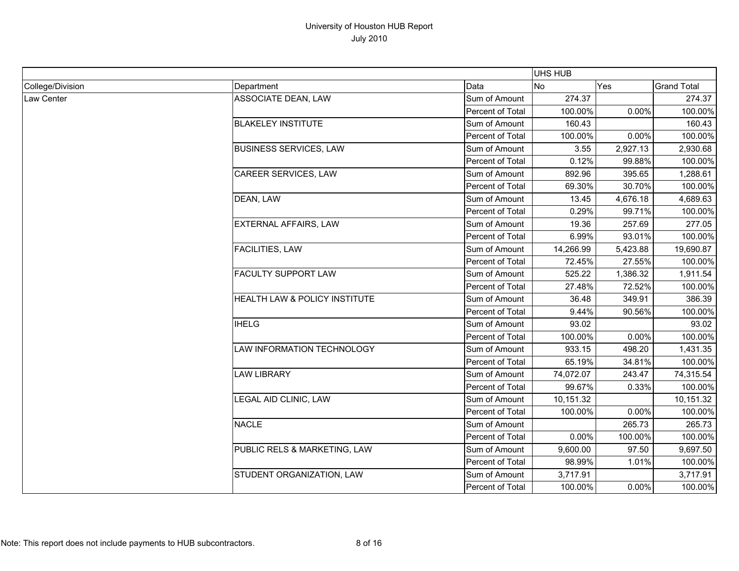# University of Houston HUB Report

July 2010

| | | | UHS HUB | | |
|---|---|---|---|---|---|
| College/Division | Department | Data | No | Yes | Grand Total |
| Law Center | ASSOCIATE DEAN, LAW | Sum of Amount | 274.37 | | 274.37 |
| | | Percent of Total | 100.00% | 0.00% | 100.00% |
| | BLAKELEY INSTITUTE | Sum of Amount | 160.43 | | 160.43 |
| | | Percent of Total | 100.00% | 0.00% | 100.00% |
| | BUSINESS SERVICES, LAW | Sum of Amount | 3.55 | 2,927.13 | 2,930.68 |
| | | Percent of Total | 0.12% | 99.88% | 100.00% |
| | CAREER SERVICES, LAW | Sum of Amount | 892.96 | 395.65 | 1,288.61 |
| | | Percent of Total | 69.30% | 30.70% | 100.00% |
| | DEAN, LAW | Sum of Amount | 13.45 | 4,676.18 | 4,689.63 |
| | | Percent of Total | 0.29% | 99.71% | 100.00% |
| | EXTERNAL AFFAIRS, LAW | Sum of Amount | 19.36 | 257.69 | 277.05 |
| | | Percent of Total | 6.99% | 93.01% | 100.00% |
| | FACILITIES, LAW | Sum of Amount | 14,266.99 | 5,423.88 | 19,690.87 |
| | | Percent of Total | 72.45% | 27.55% | 100.00% |
| | FACULTY SUPPORT LAW | Sum of Amount | 525.22 | 1,386.32 | 1,911.54 |
| | | Percent of Total | 27.48% | 72.52% | 100.00% |
| | HEALTH LAW & POLICY INSTITUTE | Sum of Amount | 36.48 | 349.91 | 386.39 |
| | | Percent of Total | 9.44% | 90.56% | 100.00% |
| | IHELG | Sum of Amount | 93.02 | | 93.02 |
| | | Percent of Total | 100.00% | 0.00% | 100.00% |
| | LAW INFORMATION TECHNOLOGY | Sum of Amount | 933.15 | 498.20 | 1,431.35 |
| | | Percent of Total | 65.19% | 34.81% | 100.00% |
| | LAW LIBRARY | Sum of Amount | 74,072.07 | 243.47 | 74,315.54 |
| | | Percent of Total | 99.67% | 0.33% | 100.00% |
| | LEGAL AID CLINIC, LAW | Sum of Amount | 10,151.32 | | 10,151.32 |
| | | Percent of Total | 100.00% | 0.00% | 100.00% |
| | NACLE | Sum of Amount | | 265.73 | 265.73 |
| | | Percent of Total | 0.00% | 100.00% | 100.00% |
| | PUBLIC RELS & MARKETING, LAW | Sum of Amount | 9,600.00 | 97.50 | 9,697.50 |
| | | Percent of Total | 98.99% | 1.01% | 100.00% |
| | STUDENT ORGANIZATION, LAW | Sum of Amount | 3,717.91 | | 3,717.91 |
| | | Percent of Total | 100.00% | 0.00% | 100.00% |

Note: This report does not include payments to HUB subcontractors.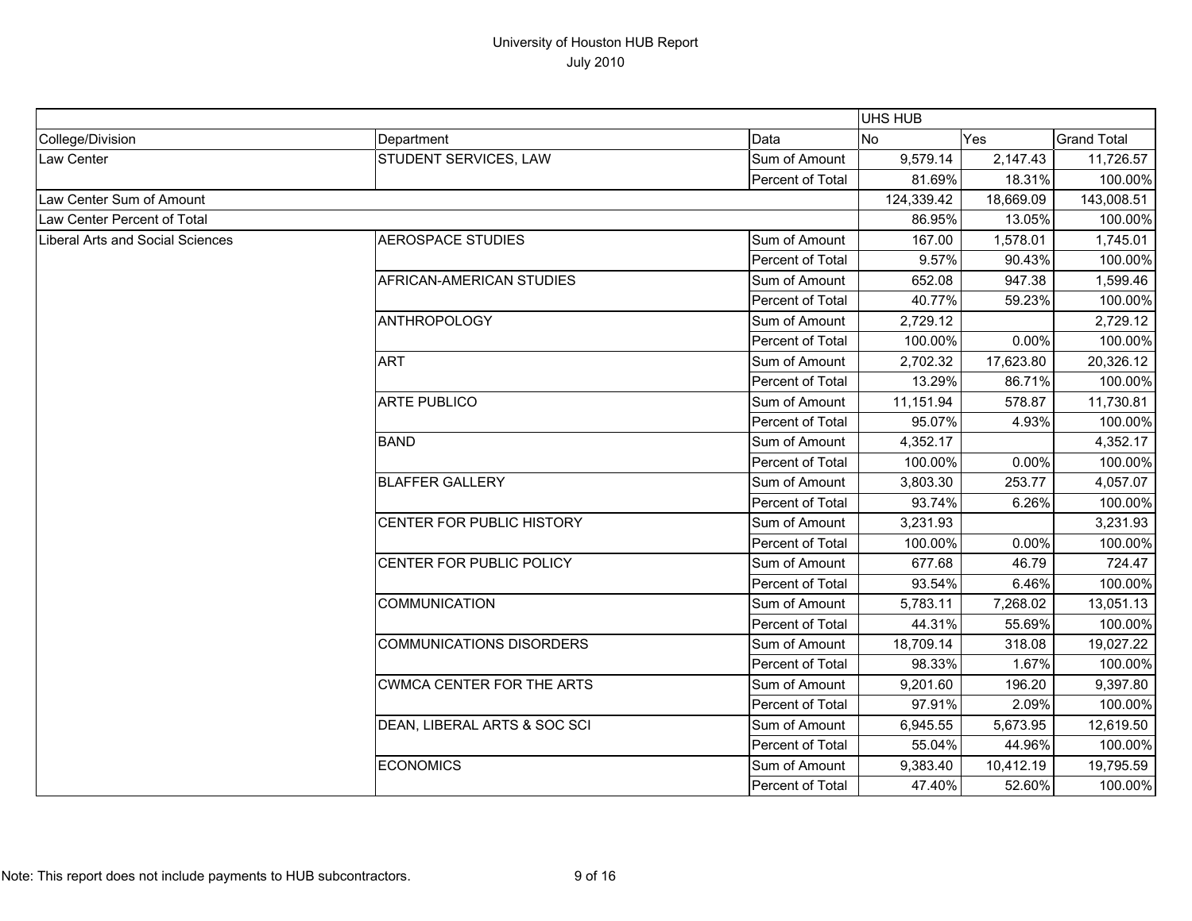# University of Houston HUB Report

July 2010

| | | | UHS HUB | | |
|---|---|---|---|---|---|
| College/Division | Department | Data | No | Yes | Grand Total |
| Law Center | STUDENT SERVICES, LAW | Sum of Amount | 9,579.14 | 2,147.43 | 11,726.57 |
| | | Percent of Total | 81.69% | 18.31% | 100.00% |
| Law Center Sum of Amount | | | 124,339.42 | 18,669.09 | 143,008.51 |
| Law Center Percent of Total | | | 86.95% | 13.05% | 100.00% |
| Liberal Arts and Social Sciences | AEROSPACE STUDIES | Sum of Amount | 167.00 | 1,578.01 | 1,745.01 |
| | | Percent of Total | 9.57% | 90.43% | 100.00% |
| | AFRICAN-AMERICAN STUDIES | Sum of Amount | 652.08 | 947.38 | 1,599.46 |
| | | Percent of Total | 40.77% | 59.23% | 100.00% |
| | ANTHROPOLOGY | Sum of Amount | 2,729.12 | | 2,729.12 |
| | | Percent of Total | 100.00% | 0.00% | 100.00% |
| | ART | Sum of Amount | 2,702.32 | 17,623.80 | 20,326.12 |
| | | Percent of Total | 13.29% | 86.71% | 100.00% |
| | ARTE PUBLICO | Sum of Amount | 11,151.94 | 578.87 | 11,730.81 |
| | | Percent of Total | 95.07% | 4.93% | 100.00% |
| | BAND | Sum of Amount | 4,352.17 | | 4,352.17 |
| | | Percent of Total | 100.00% | 0.00% | 100.00% |
| | BLAFFER GALLERY | Sum of Amount | 3,803.30 | 253.77 | 4,057.07 |
| | | Percent of Total | 93.74% | 6.26% | 100.00% |
| | CENTER FOR PUBLIC HISTORY | Sum of Amount | 3,231.93 | | 3,231.93 |
| | | Percent of Total | 100.00% | 0.00% | 100.00% |
| | CENTER FOR PUBLIC POLICY | Sum of Amount | 677.68 | 46.79 | 724.47 |
| | | Percent of Total | 93.54% | 6.46% | 100.00% |
| | COMMUNICATION | Sum of Amount | 5,783.11 | 7,268.02 | 13,051.13 |
| | | Percent of Total | 44.31% | 55.69% | 100.00% |
| | COMMUNICATIONS DISORDERS | Sum of Amount | 18,709.14 | 318.08 | 19,027.22 |
| | | Percent of Total | 98.33% | 1.67% | 100.00% |
| | CWMCA CENTER FOR THE ARTS | Sum of Amount | 9,201.60 | 196.20 | 9,397.80 |
| | | Percent of Total | 97.91% | 2.09% | 100.00% |
| | DEAN, LIBERAL ARTS & SOC SCI | Sum of Amount | 6,945.55 | 5,673.95 | 12,619.50 |
| | | Percent of Total | 55.04% | 44.96% | 100.00% |
| | ECONOMICS | Sum of Amount | 9,383.40 | 10,412.19 | 19,795.59 |
| | | Percent of Total | 47.40% | 52.60% | 100.00% |

Note: This report does not include payments to HUB subcontractors.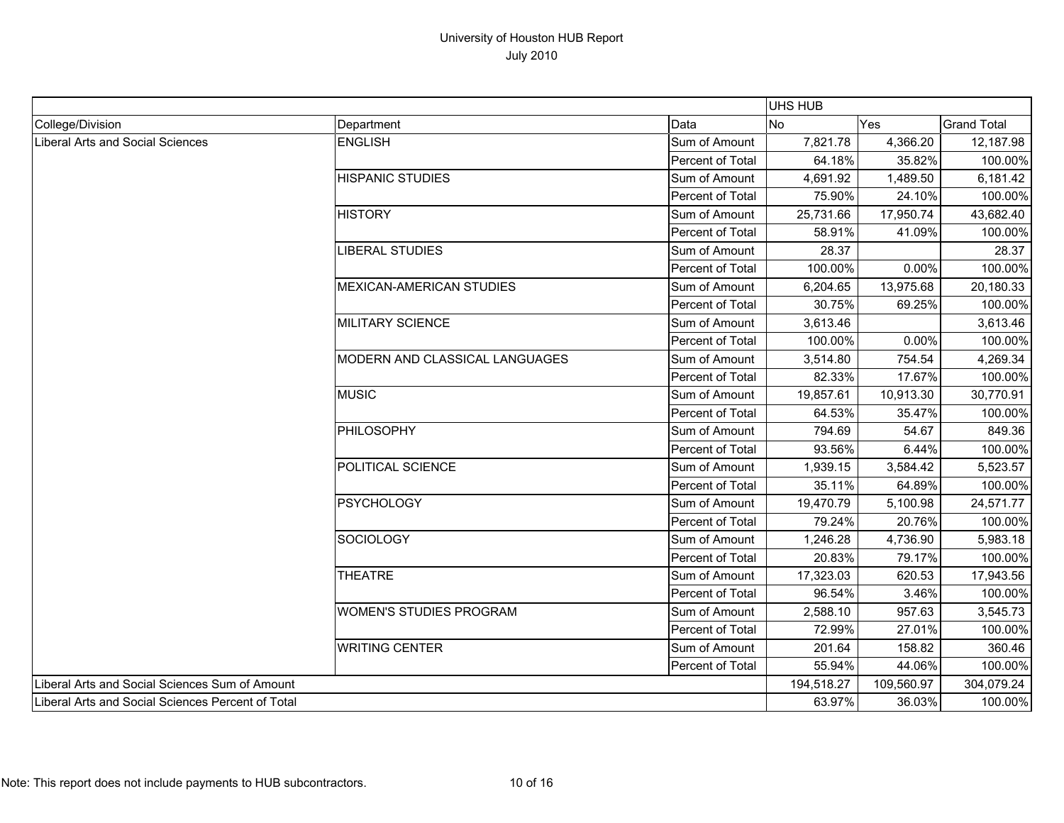# University of Houston HUB Report

July 2010

| | | | UHS HUB | | |
|---|---|---|---|---|---|
| College/Division | Department | Data | No | Yes | Grand Total |
| Liberal Arts and Social Sciences | ENGLISH | Sum of Amount | 7,821.78 | 4,366.20 | 12,187.98 |
| | | Percent of Total | 64.18% | 35.82% | 100.00% |
| | HISPANIC STUDIES | Sum of Amount | 4,691.92 | 1,489.50 | 6,181.42 |
| | | Percent of Total | 75.90% | 24.10% | 100.00% |
| | HISTORY | Sum of Amount | 25,731.66 | 17,950.74 | 43,682.40 |
| | | Percent of Total | 58.91% | 41.09% | 100.00% |
| | LIBERAL STUDIES | Sum of Amount | 28.37 | | 28.37 |
| | | Percent of Total | 100.00% | 0.00% | 100.00% |
| | MEXICAN-AMERICAN STUDIES | Sum of Amount | 6,204.65 | 13,975.68 | 20,180.33 |
| | | Percent of Total | 30.75% | 69.25% | 100.00% |
| | MILITARY SCIENCE | Sum of Amount | 3,613.46 | | 3,613.46 |
| | | Percent of Total | 100.00% | 0.00% | 100.00% |
| | MODERN AND CLASSICAL LANGUAGES | Sum of Amount | 3,514.80 | 754.54 | 4,269.34 |
| | | Percent of Total | 82.33% | 17.67% | 100.00% |
| | MUSIC | Sum of Amount | 19,857.61 | 10,913.30 | 30,770.91 |
| | | Percent of Total | 64.53% | 35.47% | 100.00% |
| | PHILOSOPHY | Sum of Amount | 794.69 | 54.67 | 849.36 |
| | | Percent of Total | 93.56% | 6.44% | 100.00% |
| | POLITICAL SCIENCE | Sum of Amount | 1,939.15 | 3,584.42 | 5,523.57 |
| | | Percent of Total | 35.11% | 64.89% | 100.00% |
| | PSYCHOLOGY | Sum of Amount | 19,470.79 | 5,100.98 | 24,571.77 |
| | | Percent of Total | 79.24% | 20.76% | 100.00% |
| | SOCIOLOGY | Sum of Amount | 1,246.28 | 4,736.90 | 5,983.18 |
| | | Percent of Total | 20.83% | 79.17% | 100.00% |
| | THEATRE | Sum of Amount | 17,323.03 | 620.53 | 17,943.56 |
| | | Percent of Total | 96.54% | 3.46% | 100.00% |
| | WOMEN'S STUDIES PROGRAM | Sum of Amount | 2,588.10 | 957.63 | 3,545.73 |
| | | Percent of Total | 72.99% | 27.01% | 100.00% |
| | WRITING CENTER | Sum of Amount | 201.64 | 158.82 | 360.46 |
| | | Percent of Total | 55.94% | 44.06% | 100.00% |
| Liberal Arts and Social Sciences Sum of Amount | | | 194,518.27 | 109,560.97 | 304,079.24 |
| Liberal Arts and Social Sciences Percent of Total | | | 63.97% | 36.03% | 100.00% |

Note: This report does not include payments to HUB subcontractors.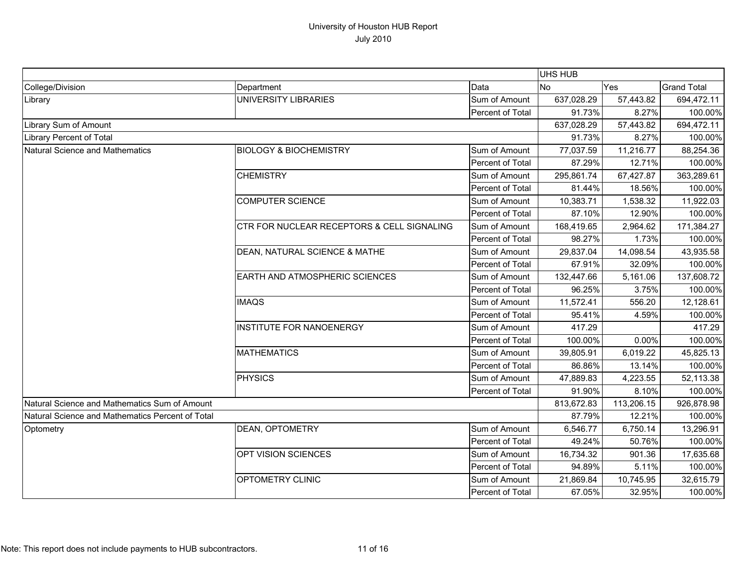# University of Houston HUB Report

July 2010

| | | | UHS HUB | | |
|---|---|---|---|---|---|
| College/Division | Department | Data | No | Yes | Grand Total |
| Library | UNIVERSITY LIBRARIES | Sum of Amount | 637,028.29 | 57,443.82 | 694,472.11 |
| | | Percent of Total | 91.73% | 8.27% | 100.00% |
| Library Sum of Amount | | | 637,028.29 | 57,443.82 | 694,472.11 |
| Library Percent of Total | | | 91.73% | 8.27% | 100.00% |
| Natural Science and Mathematics | BIOLOGY & BIOCHEMISTRY | Sum of Amount | 77,037.59 | 11,216.77 | 88,254.36 |
| | | Percent of Total | 87.29% | 12.71% | 100.00% |
| | CHEMISTRY | Sum of Amount | 295,861.74 | 67,427.87 | 363,289.61 |
| | | Percent of Total | 81.44% | 18.56% | 100.00% |
| | COMPUTER SCIENCE | Sum of Amount | 10,383.71 | 1,538.32 | 11,922.03 |
| | | Percent of Total | 87.10% | 12.90% | 100.00% |
| | CTR FOR NUCLEAR RECEPTORS & CELL SIGNALING | Sum of Amount | 168,419.65 | 2,964.62 | 171,384.27 |
| | | Percent of Total | 98.27% | 1.73% | 100.00% |
| | DEAN, NATURAL SCIENCE & MATHE | Sum of Amount | 29,837.04 | 14,098.54 | 43,935.58 |
| | | Percent of Total | 67.91% | 32.09% | 100.00% |
| | EARTH AND ATMOSPHERIC SCIENCES | Sum of Amount | 132,447.66 | 5,161.06 | 137,608.72 |
| | | Percent of Total | 96.25% | 3.75% | 100.00% |
| | IMAQS | Sum of Amount | 11,572.41 | 556.20 | 12,128.61 |
| | | Percent of Total | 95.41% | 4.59% | 100.00% |
| | INSTITUTE FOR NANOENERGY | Sum of Amount | 417.29 | | 417.29 |
| | | Percent of Total | 100.00% | 0.00% | 100.00% |
| | MATHEMATICS | Sum of Amount | 39,805.91 | 6,019.22 | 45,825.13 |
| | | Percent of Total | 86.86% | 13.14% | 100.00% |
| | PHYSICS | Sum of Amount | 47,889.83 | 4,223.55 | 52,113.38 |
| | | Percent of Total | 91.90% | 8.10% | 100.00% |
| Natural Science and Mathematics Sum of Amount | | | 813,672.83 | 113,206.15 | 926,878.98 |
| Natural Science and Mathematics Percent of Total | | | 87.79% | 12.21% | 100.00% |
| Optometry | DEAN, OPTOMETRY | Sum of Amount | 6,546.77 | 6,750.14 | 13,296.91 |
| | | Percent of Total | 49.24% | 50.76% | 100.00% |
| | OPT VISION SCIENCES | Sum of Amount | 16,734.32 | 901.36 | 17,635.68 |
| | | Percent of Total | 94.89% | 5.11% | 100.00% |
| | OPTOMETRY CLINIC | Sum of Amount | 21,869.84 | 10,745.95 | 32,615.79 |
| | | Percent of Total | 67.05% | 32.95% | 100.00% |

Note: This report does not include payments to HUB subcontractors.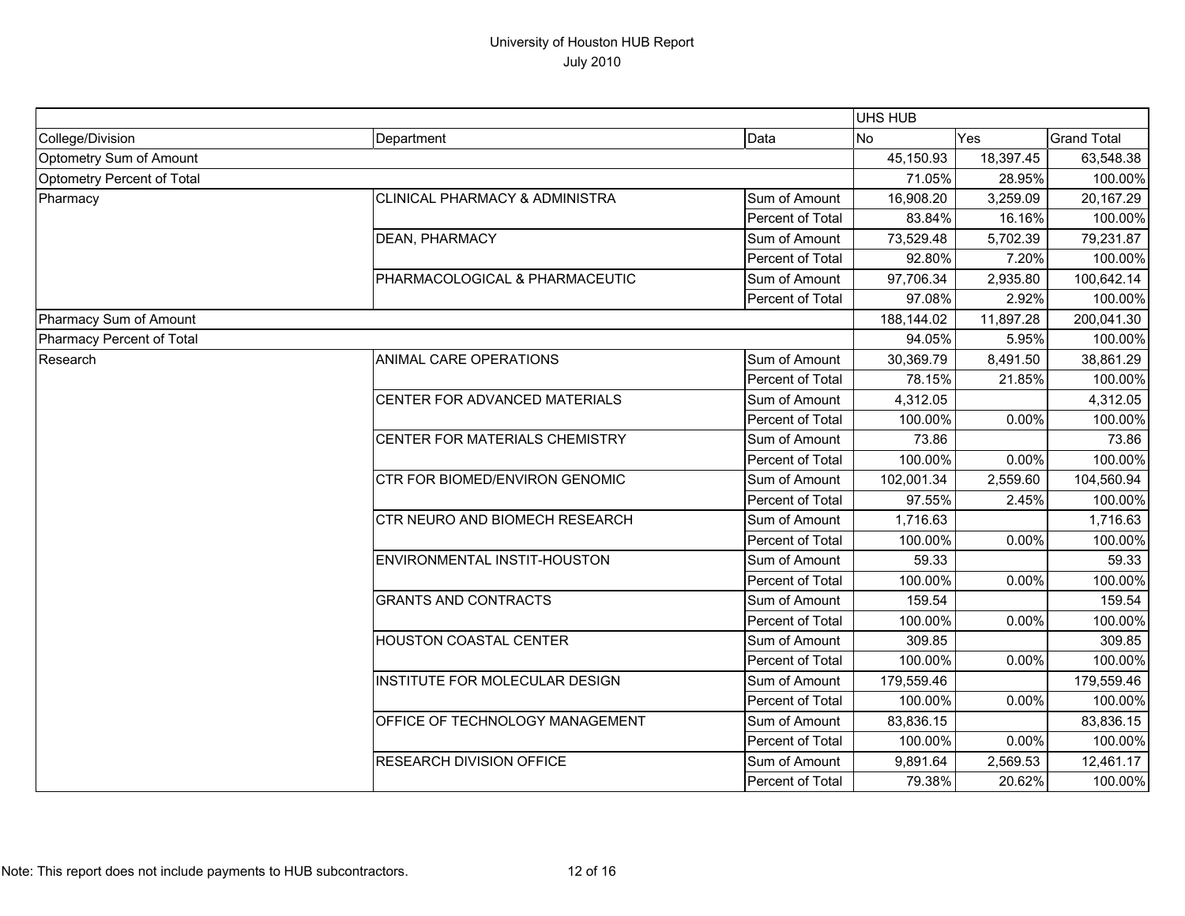# University of Houston HUB Report

July 2010

| | | | UHS HUB | | |
|---|---|---|---|---|---|
| College/Division | Department | Data | No | Yes | Grand Total |
| Optometry Sum of Amount | | | 45,150.93 | 18,397.45 | 63,548.38 |
| Optometry Percent of Total | | | 71.05% | 28.95% | 100.00% |
| Pharmacy | CLINICAL PHARMACY & ADMINISTRA | Sum of Amount | 16,908.20 | 3,259.09 | 20,167.29 |
| | | Percent of Total | 83.84% | 16.16% | 100.00% |
| | DEAN, PHARMACY | Sum of Amount | 73,529.48 | 5,702.39 | 79,231.87 |
| | | Percent of Total | 92.80% | 7.20% | 100.00% |
| | PHARMACOLOGICAL & PHARMACEUTIC | Sum of Amount | 97,706.34 | 2,935.80 | 100,642.14 |
| | | Percent of Total | 97.08% | 2.92% | 100.00% |
| Pharmacy Sum of Amount | | | 188,144.02 | 11,897.28 | 200,041.30 |
| Pharmacy Percent of Total | | | 94.05% | 5.95% | 100.00% |
| Research | ANIMAL CARE OPERATIONS | Sum of Amount | 30,369.79 | 8,491.50 | 38,861.29 |
| | | Percent of Total | 78.15% | 21.85% | 100.00% |
| | CENTER FOR ADVANCED MATERIALS | Sum of Amount | 4,312.05 | | 4,312.05 |
| | | Percent of Total | 100.00% | 0.00% | 100.00% |
| | CENTER FOR MATERIALS CHEMISTRY | Sum of Amount | 73.86 | | 73.86 |
| | | Percent of Total | 100.00% | 0.00% | 100.00% |
| | CTR FOR BIOMED/ENVIRON GENOMIC | Sum of Amount | 102,001.34 | 2,559.60 | 104,560.94 |
| | | Percent of Total | 97.55% | 2.45% | 100.00% |
| | CTR NEURO AND BIOMECH RESEARCH | Sum of Amount | 1,716.63 | | 1,716.63 |
| | | Percent of Total | 100.00% | 0.00% | 100.00% |
| | ENVIRONMENTAL INSTIT-HOUSTON | Sum of Amount | 59.33 | | 59.33 |
| | | Percent of Total | 100.00% | 0.00% | 100.00% |
| | GRANTS AND CONTRACTS | Sum of Amount | 159.54 | | 159.54 |
| | | Percent of Total | 100.00% | 0.00% | 100.00% |
| | HOUSTON COASTAL CENTER | Sum of Amount | 309.85 | | 309.85 |
| | | Percent of Total | 100.00% | 0.00% | 100.00% |
| | INSTITUTE FOR MOLECULAR DESIGN | Sum of Amount | 179,559.46 | | 179,559.46 |
| | | Percent of Total | 100.00% | 0.00% | 100.00% |
| | OFFICE OF TECHNOLOGY MANAGEMENT | Sum of Amount | 83,836.15 | | 83,836.15 |
| | | Percent of Total | 100.00% | 0.00% | 100.00% |
| | RESEARCH DIVISION OFFICE | Sum of Amount | 9,891.64 | 2,569.53 | 12,461.17 |
| | | Percent of Total | 79.38% | 20.62% | 100.00% |

Note: This report does not include payments to HUB subcontractors.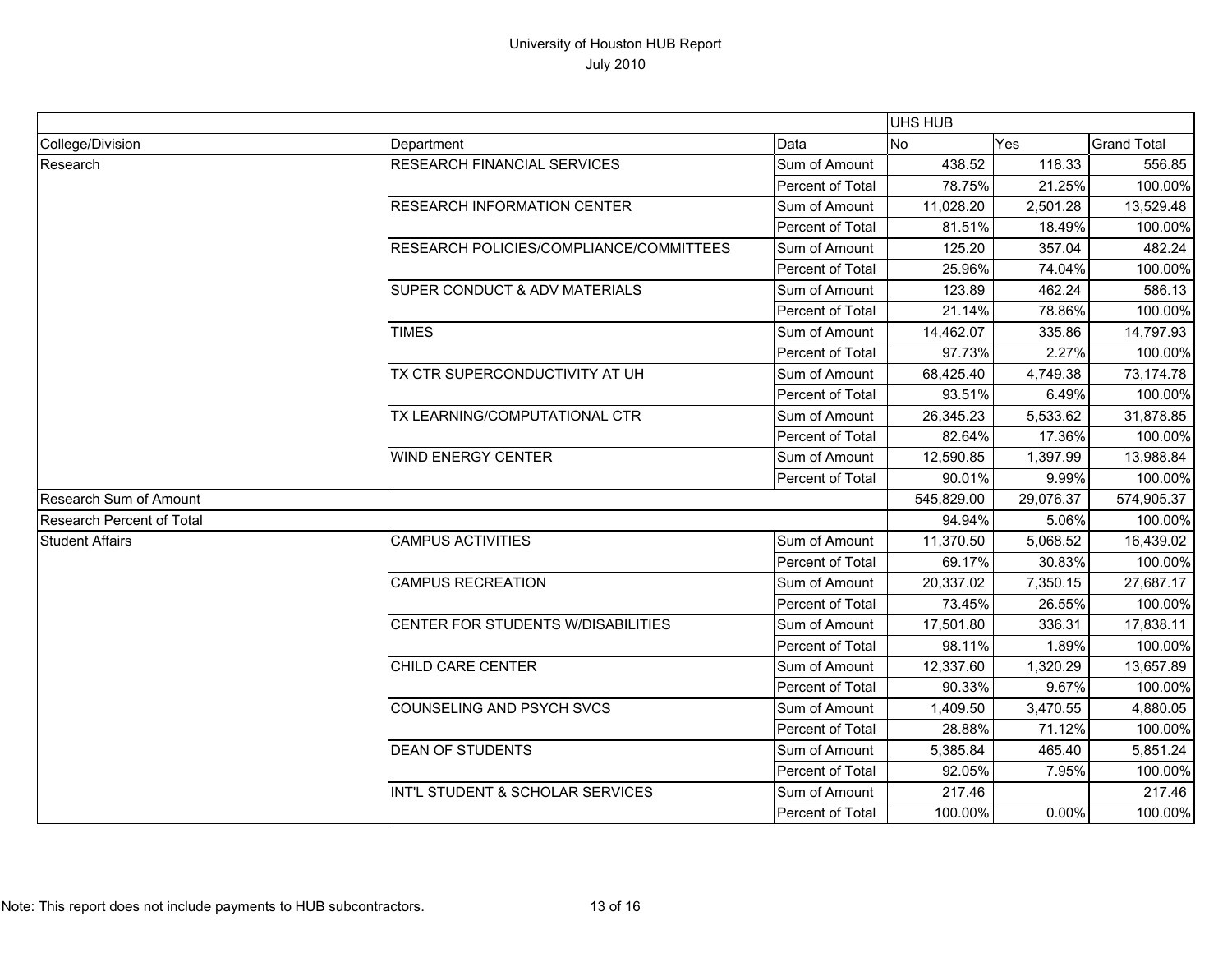# University of Houston HUB Report
July 2010

| | | | UHS HUB | | |
|---|---|---|---|---|---|
| College/Division | Department | Data | No | Yes | Grand Total |
| Research | RESEARCH FINANCIAL SERVICES | Sum of Amount | 438.52 | 118.33 | 556.85 |
| | | Percent of Total | 78.75% | 21.25% | 100.00% |
| | RESEARCH INFORMATION CENTER | Sum of Amount | 11,028.20 | 2,501.28 | 13,529.48 |
| | | Percent of Total | 81.51% | 18.49% | 100.00% |
| | RESEARCH POLICIES/COMPLIANCE/COMMITTEES | Sum of Amount | 125.20 | 357.04 | 482.24 |
| | | Percent of Total | 25.96% | 74.04% | 100.00% |
| | SUPER CONDUCT & ADV MATERIALS | Sum of Amount | 123.89 | 462.24 | 586.13 |
| | | Percent of Total | 21.14% | 78.86% | 100.00% |
| | TIMES | Sum of Amount | 14,462.07 | 335.86 | 14,797.93 |
| | | Percent of Total | 97.73% | 2.27% | 100.00% |
| | TX CTR SUPERCONDUCTIVITY AT UH | Sum of Amount | 68,425.40 | 4,749.38 | 73,174.78 |
| | | Percent of Total | 93.51% | 6.49% | 100.00% |
| | TX LEARNING/COMPUTATIONAL CTR | Sum of Amount | 26,345.23 | 5,533.62 | 31,878.85 |
| | | Percent of Total | 82.64% | 17.36% | 100.00% |
| | WIND ENERGY CENTER | Sum of Amount | 12,590.85 | 1,397.99 | 13,988.84 |
| | | Percent of Total | 90.01% | 9.99% | 100.00% |
| Research Sum of Amount | | | 545,829.00 | 29,076.37 | 574,905.37 |
| Research Percent of Total | | | 94.94% | 5.06% | 100.00% |
| Student Affairs | CAMPUS ACTIVITIES | Sum of Amount | 11,370.50 | 5,068.52 | 16,439.02 |
| | | Percent of Total | 69.17% | 30.83% | 100.00% |
| | CAMPUS RECREATION | Sum of Amount | 20,337.02 | 7,350.15 | 27,687.17 |
| | | Percent of Total | 73.45% | 26.55% | 100.00% |
| | CENTER FOR STUDENTS W/DISABILITIES | Sum of Amount | 17,501.80 | 336.31 | 17,838.11 |
| | | Percent of Total | 98.11% | 1.89% | 100.00% |
| | CHILD CARE CENTER | Sum of Amount | 12,337.60 | 1,320.29 | 13,657.89 |
| | | Percent of Total | 90.33% | 9.67% | 100.00% |
| | COUNSELING AND PSYCH SVCS | Sum of Amount | 1,409.50 | 3,470.55 | 4,880.05 |
| | | Percent of Total | 28.88% | 71.12% | 100.00% |
| | DEAN OF STUDENTS | Sum of Amount | 5,385.84 | 465.40 | 5,851.24 |
| | | Percent of Total | 92.05% | 7.95% | 100.00% |
| | INT'L STUDENT & SCHOLAR SERVICES | Sum of Amount | 217.46 | | 217.46 |
| | | Percent of Total | 100.00% | 0.00% | 100.00% |

Note: This report does not include payments to HUB subcontractors.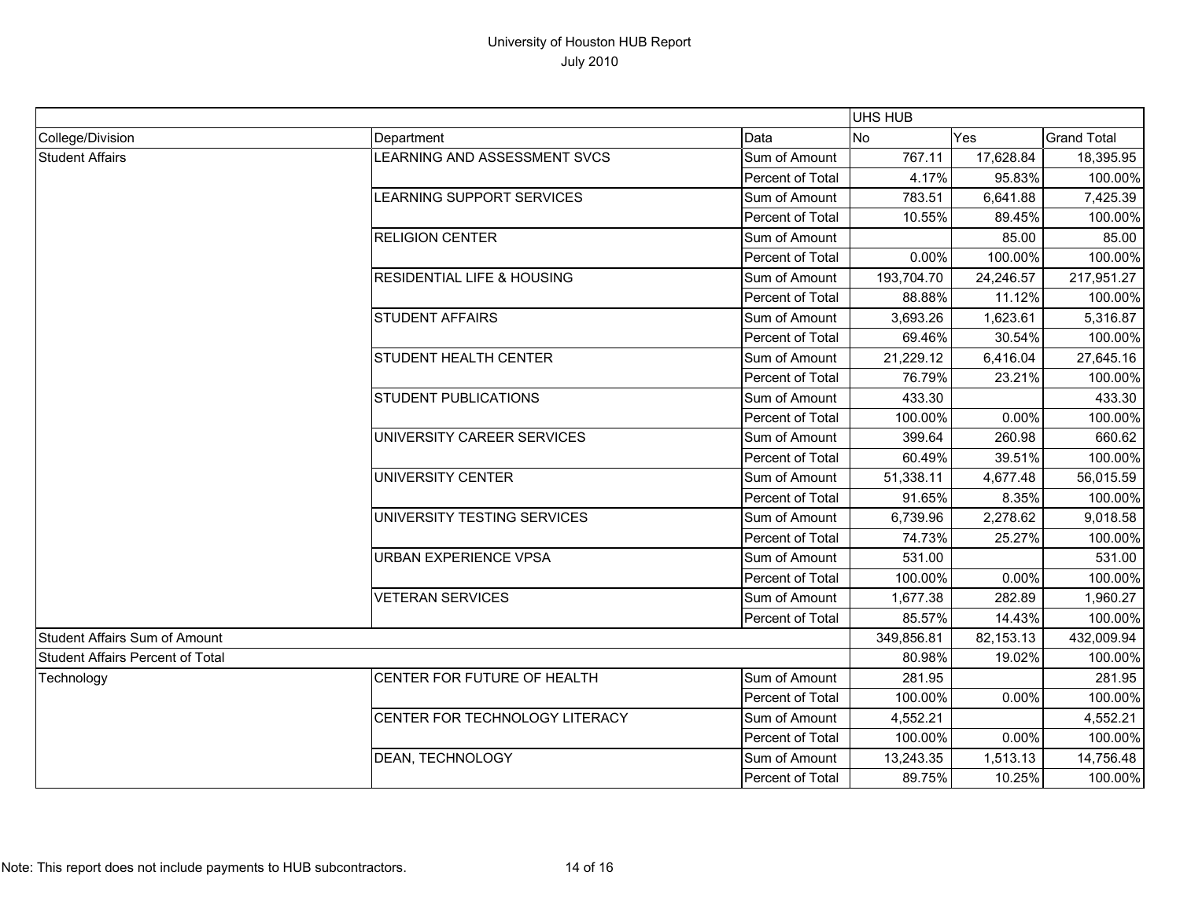# University of Houston HUB Report

July 2010

| | | | UHS HUB | | |
|---|---|---|---|---|---|
| College/Division | Department | Data | No | Yes | Grand Total |
| Student Affairs | LEARNING AND ASSESSMENT SVCS | Sum of Amount | 767.11 | 17,628.84 | 18,395.95 |
| | | Percent of Total | 4.17% | 95.83% | 100.00% |
| | LEARNING SUPPORT SERVICES | Sum of Amount | 783.51 | 6,641.88 | 7,425.39 |
| | | Percent of Total | 10.55% | 89.45% | 100.00% |
| | RELIGION CENTER | Sum of Amount | | 85.00 | 85.00 |
| | | Percent of Total | 0.00% | 100.00% | 100.00% |
| | RESIDENTIAL LIFE & HOUSING | Sum of Amount | 193,704.70 | 24,246.57 | 217,951.27 |
| | | Percent of Total | 88.88% | 11.12% | 100.00% |
| | STUDENT AFFAIRS | Sum of Amount | 3,693.26 | 1,623.61 | 5,316.87 |
| | | Percent of Total | 69.46% | 30.54% | 100.00% |
| | STUDENT HEALTH CENTER | Sum of Amount | 21,229.12 | 6,416.04 | 27,645.16 |
| | | Percent of Total | 76.79% | 23.21% | 100.00% |
| | STUDENT PUBLICATIONS | Sum of Amount | 433.30 | | 433.30 |
| | | Percent of Total | 100.00% | 0.00% | 100.00% |
| | UNIVERSITY CAREER SERVICES | Sum of Amount | 399.64 | 260.98 | 660.62 |
| | | Percent of Total | 60.49% | 39.51% | 100.00% |
| | UNIVERSITY CENTER | Sum of Amount | 51,338.11 | 4,677.48 | 56,015.59 |
| | | Percent of Total | 91.65% | 8.35% | 100.00% |
| | UNIVERSITY TESTING SERVICES | Sum of Amount | 6,739.96 | 2,278.62 | 9,018.58 |
| | | Percent of Total | 74.73% | 25.27% | 100.00% |
| | URBAN EXPERIENCE VPSA | Sum of Amount | 531.00 | | 531.00 |
| | | Percent of Total | 100.00% | 0.00% | 100.00% |
| | VETERAN SERVICES | Sum of Amount | 1,677.38 | 282.89 | 1,960.27 |
| | | Percent of Total | 85.57% | 14.43% | 100.00% |
| Student Affairs Sum of Amount | | | 349,856.81 | 82,153.13 | 432,009.94 |
| Student Affairs Percent of Total | | | 80.98% | 19.02% | 100.00% |
| Technology | CENTER FOR FUTURE OF HEALTH | Sum of Amount | 281.95 | | 281.95 |
| | | Percent of Total | 100.00% | 0.00% | 100.00% |
| | CENTER FOR TECHNOLOGY LITERACY | Sum of Amount | 4,552.21 | | 4,552.21 |
| | | Percent of Total | 100.00% | 0.00% | 100.00% |
| | DEAN, TECHNOLOGY | Sum of Amount | 13,243.35 | 1,513.13 | 14,756.48 |
| | | Percent of Total | 89.75% | 10.25% | 100.00% |

Note: This report does not include payments to HUB subcontractors.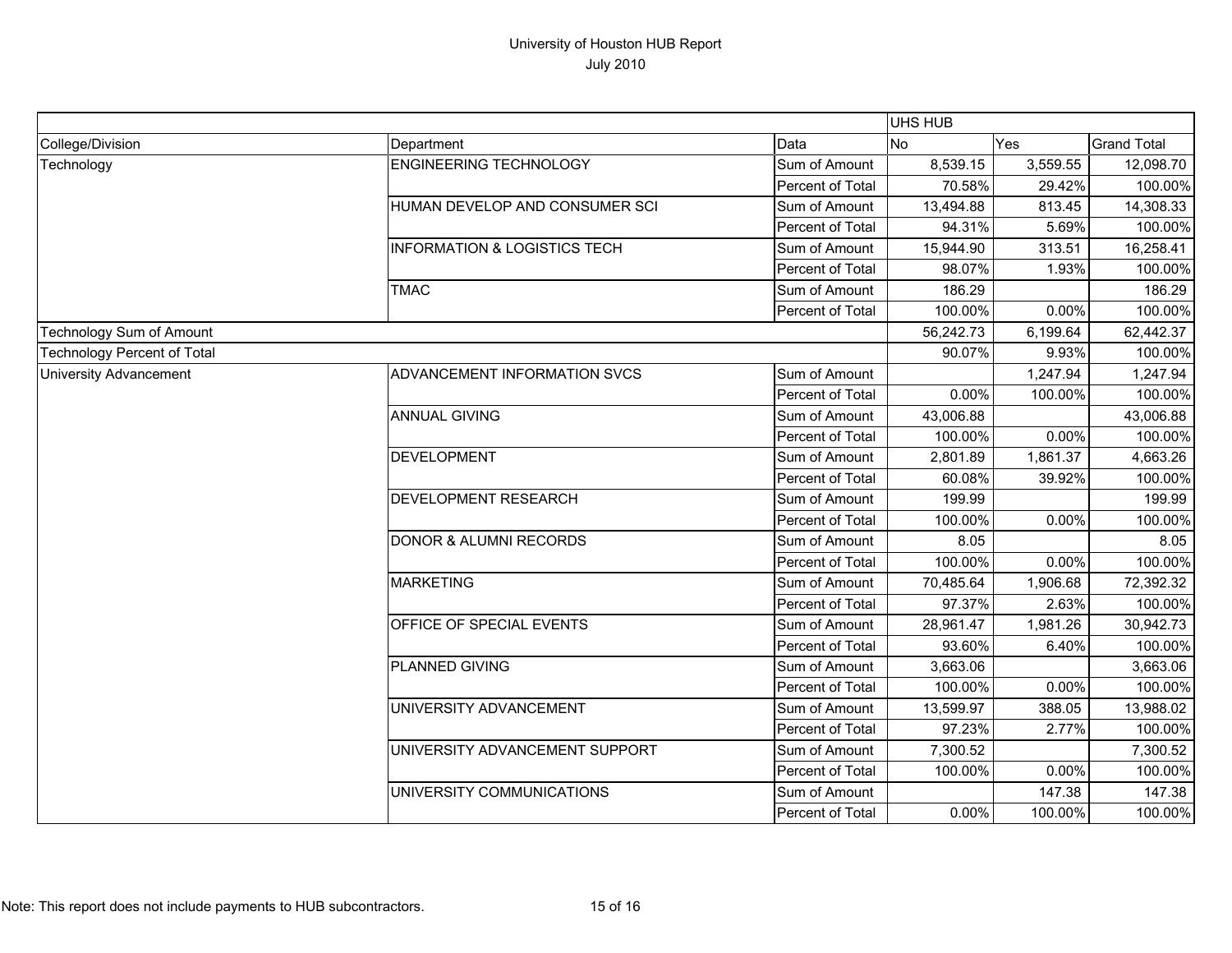# University of Houston HUB Report

July 2010

| | | | UHS HUB | | |
|---|---|---|---|---|---|
| College/Division | Department | Data | No | Yes | Grand Total |
| Technology | ENGINEERING TECHNOLOGY | Sum of Amount | 8,539.15 | 3,559.55 | 12,098.70 |
| | | Percent of Total | 70.58% | 29.42% | 100.00% |
| | HUMAN DEVELOP AND CONSUMER SCI | Sum of Amount | 13,494.88 | 813.45 | 14,308.33 |
| | | Percent of Total | 94.31% | 5.69% | 100.00% |
| | INFORMATION & LOGISTICS TECH | Sum of Amount | 15,944.90 | 313.51 | 16,258.41 |
| | | Percent of Total | 98.07% | 1.93% | 100.00% |
| | TMAC | Sum of Amount | 186.29 | | 186.29 |
| | | Percent of Total | 100.00% | 0.00% | 100.00% |
| Technology Sum of Amount | | | 56,242.73 | 6,199.64 | 62,442.37 |
| Technology Percent of Total | | | 90.07% | 9.93% | 100.00% |
| University Advancement | ADVANCEMENT INFORMATION SVCS | Sum of Amount | | 1,247.94 | 1,247.94 |
| | | Percent of Total | 0.00% | 100.00% | 100.00% |
| | ANNUAL GIVING | Sum of Amount | 43,006.88 | | 43,006.88 |
| | | Percent of Total | 100.00% | 0.00% | 100.00% |
| | DEVELOPMENT | Sum of Amount | 2,801.89 | 1,861.37 | 4,663.26 |
| | | Percent of Total | 60.08% | 39.92% | 100.00% |
| | DEVELOPMENT RESEARCH | Sum of Amount | 199.99 | | 199.99 |
| | | Percent of Total | 100.00% | 0.00% | 100.00% |
| | DONOR & ALUMNI RECORDS | Sum of Amount | 8.05 | | 8.05 |
| | | Percent of Total | 100.00% | 0.00% | 100.00% |
| | MARKETING | Sum of Amount | 70,485.64 | 1,906.68 | 72,392.32 |
| | | Percent of Total | 97.37% | 2.63% | 100.00% |
| | OFFICE OF SPECIAL EVENTS | Sum of Amount | 28,961.47 | 1,981.26 | 30,942.73 |
| | | Percent of Total | 93.60% | 6.40% | 100.00% |
| | PLANNED GIVING | Sum of Amount | 3,663.06 | | 3,663.06 |
| | | Percent of Total | 100.00% | 0.00% | 100.00% |
| | UNIVERSITY ADVANCEMENT | Sum of Amount | 13,599.97 | 388.05 | 13,988.02 |
| | | Percent of Total | 97.23% | 2.77% | 100.00% |
| | UNIVERSITY ADVANCEMENT SUPPORT | Sum of Amount | 7,300.52 | | 7,300.52 |
| | | Percent of Total | 100.00% | 0.00% | 100.00% |
| | UNIVERSITY COMMUNICATIONS | Sum of Amount | | 147.38 | 147.38 |
| | | Percent of Total | 0.00% | 100.00% | 100.00% |

Note: This report does not include payments to HUB subcontractors.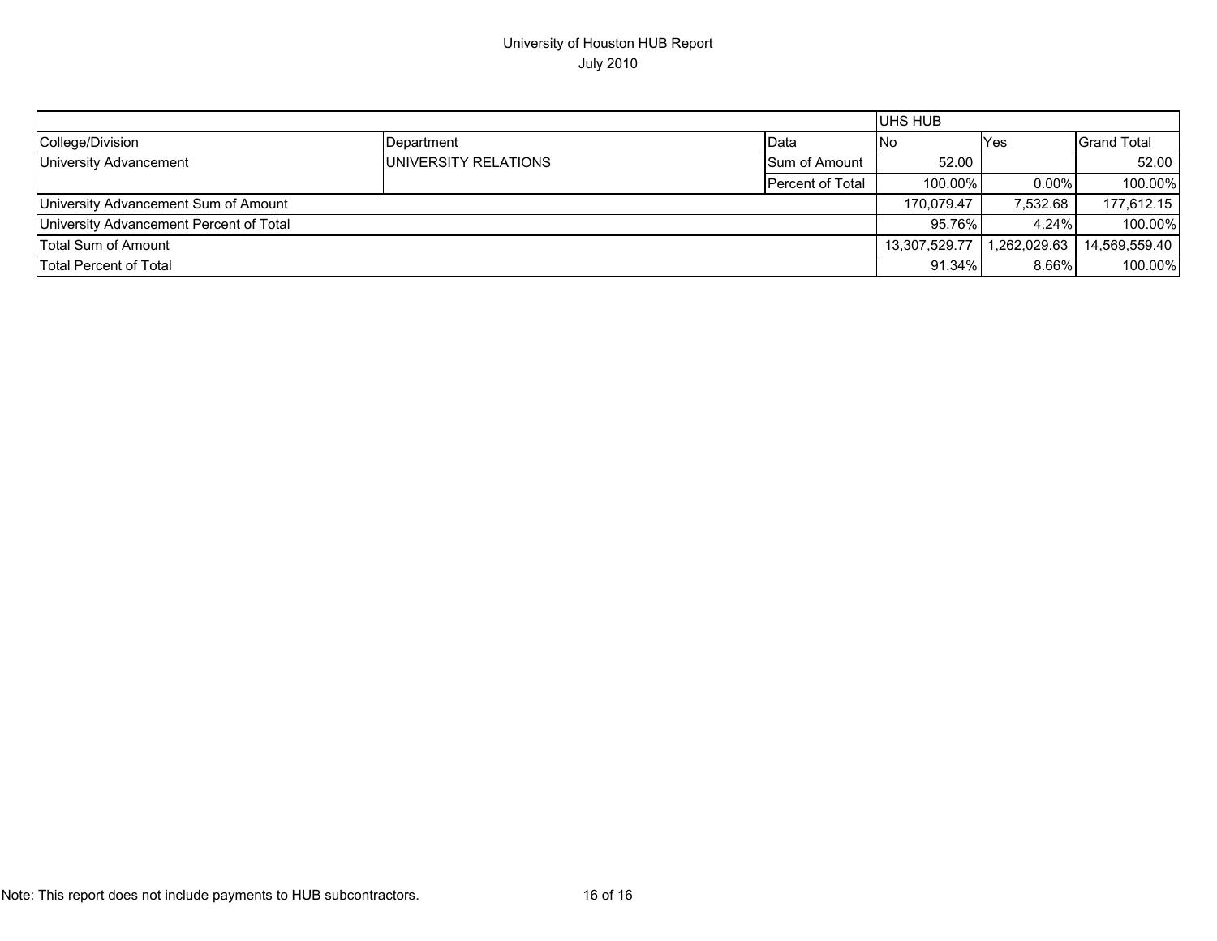University of Houston HUB Report
July 2010

| | | | UHS HUB | | |
|---|---|---|---|---|---|
| College/Division | Department | Data | No | Yes | Grand Total |
| University Advancement | UNIVERSITY RELATIONS | Sum of Amount | 52.00 | | 52.00 |
| | | Percent of Total | 100.00% | 0.00% | 100.00% |
| University Advancement Sum of Amount | | | 170,079.47 | 7,532.68 | 177,612.15 |
| University Advancement Percent of Total | | | 95.76% | 4.24% | 100.00% |
| Total Sum of Amount | | | 13,307,529.77 | 1,262,029.63 | 14,569,559.40 |
| Total Percent of Total | | | 91.34% | 8.66% | 100.00% |

Note: This report does not include payments to HUB subcontractors.